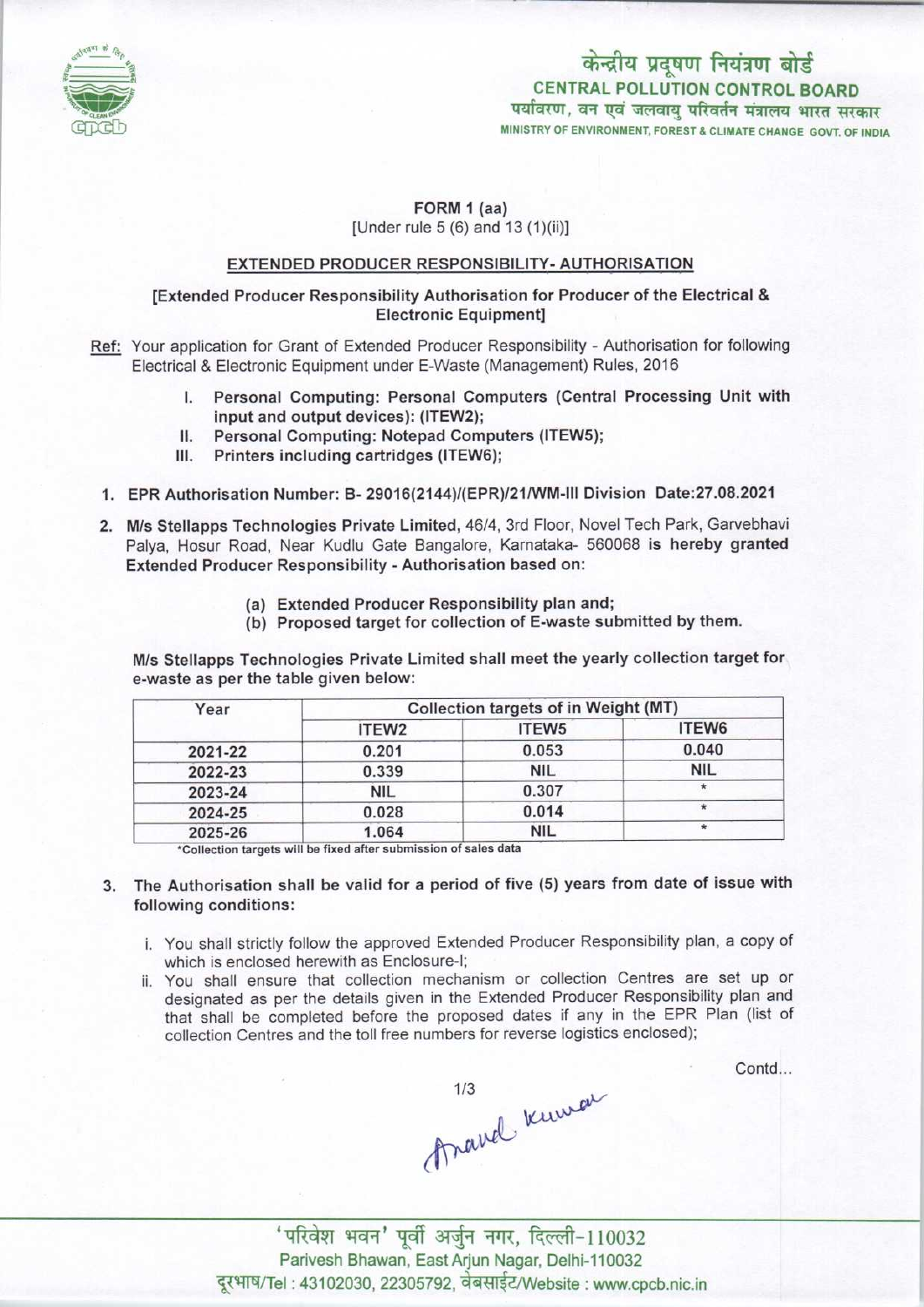केन्द्रीय प्रदूषण नियंत्रण बोर्ड
CENTRAL POLLUTION CONTROL BOARD
पर्यावरण, वन एवं जलवायु परिवर्तन मंत्रालय भारत सरकार
MINISTRY OF ENVIRONMENT, FOREST & CLIMATE CHANGE GOVT. OF INDIA

**FORM 1 (aa)**
[Under rule 5 (6) and 13 (1)(ii)]

**EXTENDED PRODUCER RESPONSIBILITY- AUTHORISATION**

**[Extended Producer Responsibility Authorisation for Producer of the Electrical & Electronic Equipment]**

Ref: Your application for Grant of Extended Producer Responsibility - Authorisation for following Electrical & Electronic Equipment under E-Waste (Management) Rules, 2016

I. **Personal Computing: Personal Computers (Central Processing Unit with input and output devices): (ITEW2);**
II. **Personal Computing: Notepad Computers (ITEW5);**
III. **Printers including cartridges (ITEW6);**

1. **EPR Authorisation Number: B- 29016(2144)/(EPR)/21/WM-III Division Date:27.08.2021**

2. **M/s Stellapps Technologies Private Limited,** 46/4, 3rd Floor, Novel Tech Park, Garvebhavi Palya, Hosur Road, Near Kudlu Gate Bangalore, Karnataka- 560068 **is hereby granted Extended Producer Responsibility - Authorisation based on:**

   (a) **Extended Producer Responsibility plan and;**
   (b) **Proposed target for collection of E-waste submitted by them.**

**M/s Stellapps Technologies Private Limited shall meet the yearly collection target for e-waste as per the table given below:**

| Year | Collection targets of in Weight (MT) | | |
|---|---|---|---|
| | ITEW2 | ITEW5 | ITEW6 |
| 2021-22 | 0.201 | 0.053 | 0.040 |
| 2022-23 | 0.339 | NIL | NIL |
| 2023-24 | NIL | 0.307 | * |
| 2024-25 | 0.028 | 0.014 | * |
| 2025-26 | 1.064 | NIL | * |

*Collection targets will be fixed after submission of sales data

3. **The Authorisation shall be valid for a period of five (5) years from date of issue with following conditions:**

   i. You shall strictly follow the approved Extended Producer Responsibility plan, a copy of which is enclosed herewith as Enclosure-I;
   ii. You shall ensure that collection mechanism or collection Centres are set up or designated as per the details given in the Extended Producer Responsibility plan and that shall be completed before the proposed dates if any in the EPR Plan (list of collection Centres and the toll free numbers for reverse logistics enclosed);

Contd...

Anand Kumar

'परिवेश भवन' पूर्वी अर्जुन नगर, दिल्ली-110032
Parivesh Bhawan, East Arjun Nagar, Delhi-110032
दूरभाष/Tel : 43102030, 22305792, वेबसाईट/Website : www.cpcb.nic.in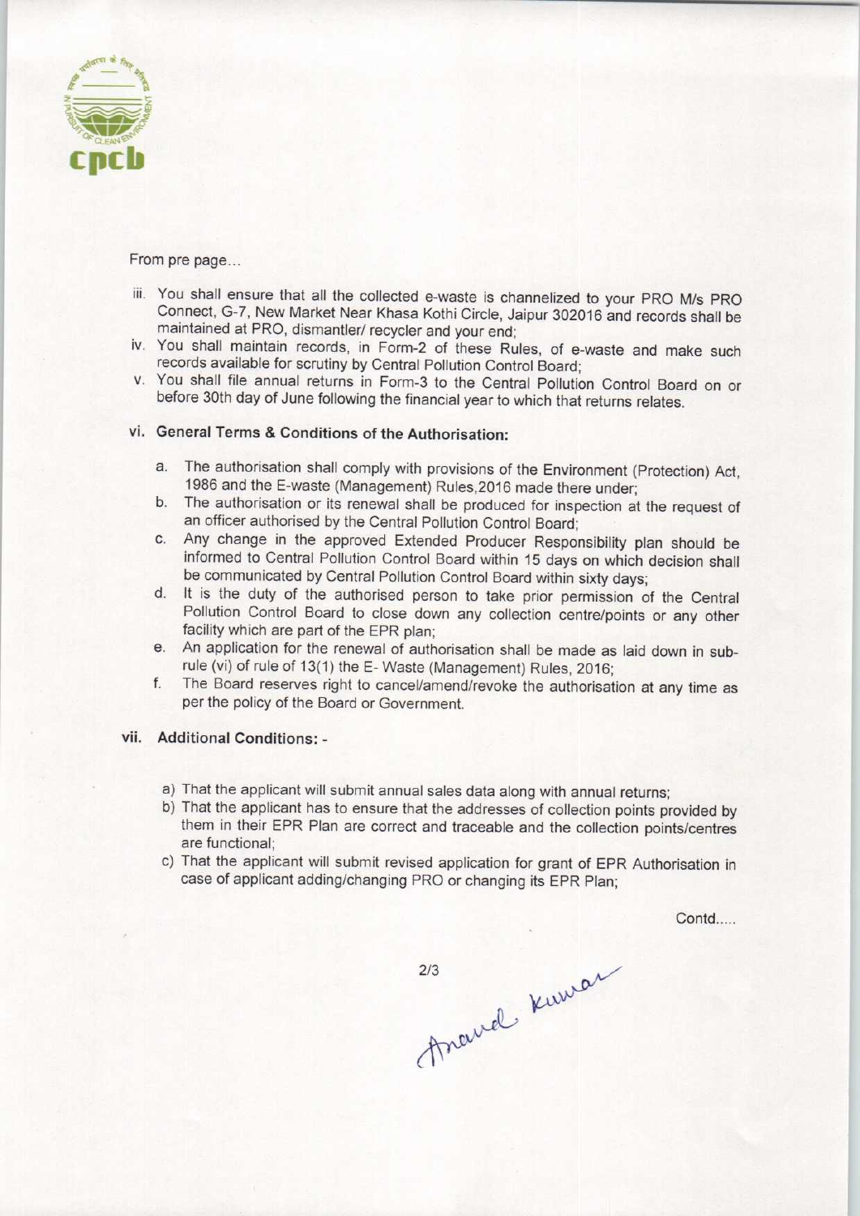From pre page...

iii. You shall ensure that all the collected e-waste is channelized to your PRO M/s PRO Connect, G-7, New Market Near Khasa Kothi Circle, Jaipur 302016 and records shall be maintained at PRO, dismantler/ recycler and your end;
iv. You shall maintain records, in Form-2 of these Rules, of e-waste and make such records available for scrutiny by Central Pollution Control Board;
v. You shall file annual returns in Form-3 to the Central Pollution Control Board on or before 30th day of June following the financial year to which that returns relates.

## vi. General Terms & Conditions of the Authorisation:

a. The authorisation shall comply with provisions of the Environment (Protection) Act, 1986 and the E-waste (Management) Rules,2016 made there under;
b. The authorisation or its renewal shall be produced for inspection at the request of an officer authorised by the Central Pollution Control Board;
c. Any change in the approved Extended Producer Responsibility plan should be informed to Central Pollution Control Board within 15 days on which decision shall be communicated by Central Pollution Control Board within sixty days;
d. It is the duty of the authorised person to take prior permission of the Central Pollution Control Board to close down any collection centre/points or any other facility which are part of the EPR plan;
e. An application for the renewal of authorisation shall be made as laid down in sub-rule (vi) of rule of 13(1) the E- Waste (Management) Rules, 2016;
f. The Board reserves right to cancel/amend/revoke the authorisation at any time as per the policy of the Board or Government.

## vii. Additional Conditions: -

a) That the applicant will submit annual sales data along with annual returns;
b) That the applicant has to ensure that the addresses of collection points provided by them in their EPR Plan are correct and traceable and the collection points/centres are functional;
c) That the applicant will submit revised application for grant of EPR Authorisation in case of applicant adding/changing PRO or changing its EPR Plan;

Contd.....

Anand Kumar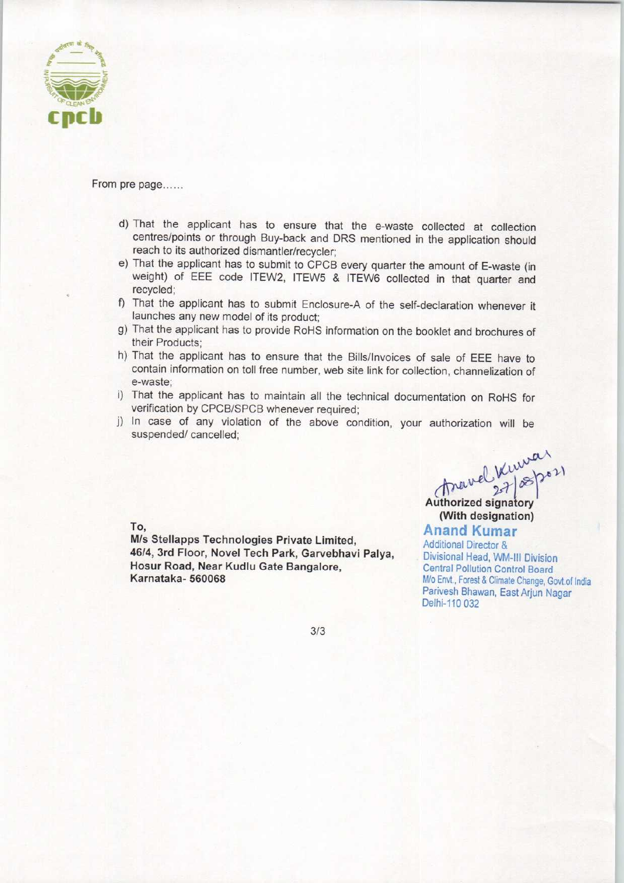From pre page......

d) That the applicant has to ensure that the e-waste collected at collection centres/points or through Buy-back and DRS mentioned in the application should reach to its authorized dismantler/recycler;
e) That the applicant has to submit to CPCB every quarter the amount of E-waste (in weight) of EEE code ITEW2, ITEW5 & ITEW6 collected in that quarter and recycled;
f) That the applicant has to submit Enclosure-A of the self-declaration whenever it launches any new model of its product;
g) That the applicant has to provide RoHS information on the booklet and brochures of their Products;
h) That the applicant has to ensure that the Bills/Invoices of sale of EEE have to contain information on toll free number, web site link for collection, channelization of e-waste;
i) That the applicant has to maintain all the technical documentation on RoHS for verification by CPCB/SPCB whenever required;
j) In case of any violation of the above condition, your authorization will be suspended/ cancelled;

Anand Kumar 27/08/2021

**Authorized signatory**
**(With designation)**

**Anand Kumar**
Additional Director &
Divisional Head, WM-III Division
Central Pollution Control Board
M/o Envt., Forest & Climate Change, Govt.of India
Parivesh Bhawan, East Arjun Nagar
Delhi-110 032

To,
**M/s Stellapps Technologies Private Limited,**
**46/4, 3rd Floor, Novel Tech Park, Garvebhavi Palya,**
**Hosur Road, Near Kudlu Gate Bangalore,**
**Karnataka- 560068**